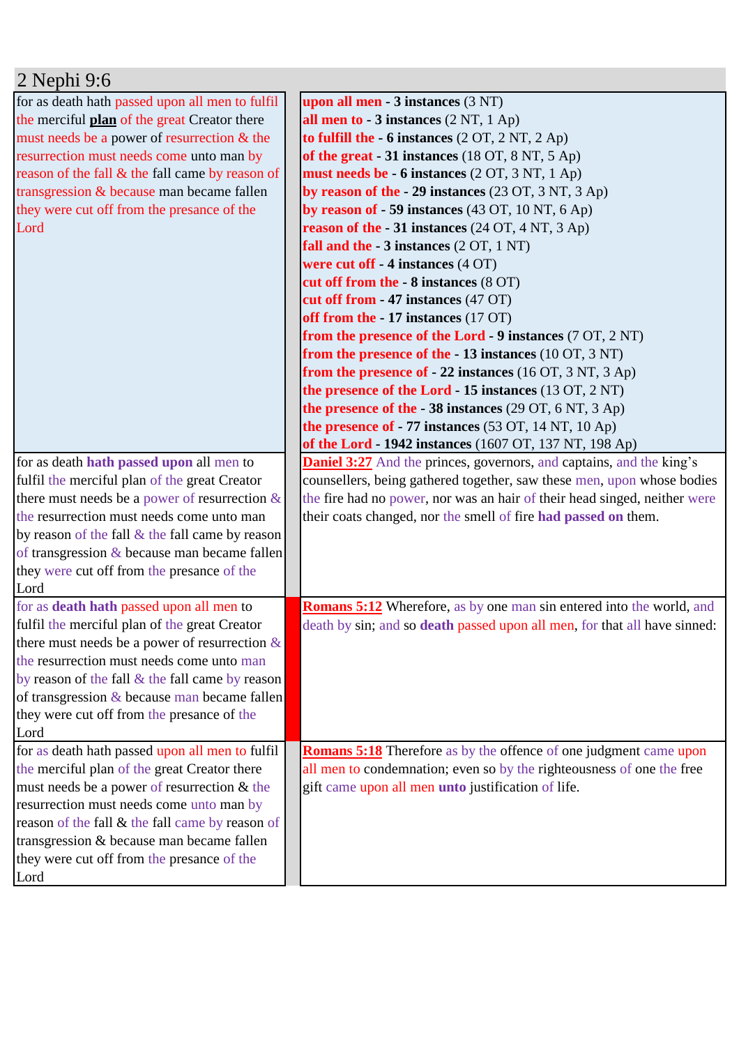# 2 Nephi 9:6

| | |
|---|---|
| for as death hath passed upon all men to fulfil the merciful **plan** of the great Creator there must needs be a power of resurrection & the resurrection must needs come unto man by reason of the fall & the fall came by reason of transgression & because man became fallen they were cut off from the presance of the Lord | **upon all men - 3 instances** (3 NT)<br>**all men to - 3 instances** (2 NT, 1 Ap)<br>**to fulfill the - 6 instances** (2 OT, 2 NT, 2 Ap)<br>**of the great - 31 instances** (18 OT, 8 NT, 5 Ap)<br>**must needs be - 6 instances** (2 OT, 3 NT, 1 Ap)<br>**by reason of the - 29 instances** (23 OT, 3 NT, 3 Ap)<br>**by reason of - 59 instances** (43 OT, 10 NT, 6 Ap)<br>**reason of the - 31 instances** (24 OT, 4 NT, 3 Ap)<br>**fall and the - 3 instances** (2 OT, 1 NT)<br>**were cut off - 4 instances** (4 OT)<br>**cut off from the - 8 instances** (8 OT)<br>**cut off from - 47 instances** (47 OT)<br>**off from the - 17 instances** (17 OT)<br>**from the presence of the Lord - 9 instances** (7 OT, 2 NT)<br>**from the presence of the - 13 instances** (10 OT, 3 NT)<br>**from the presence of - 22 instances** (16 OT, 3 NT, 3 Ap)<br>**the presence of the Lord - 15 instances** (13 OT, 2 NT)<br>**the presence of the - 38 instances** (29 OT, 6 NT, 3 Ap)<br>**the presence of - 77 instances** (53 OT, 14 NT, 10 Ap)<br>**of the Lord - 1942 instances** (1607 OT, 137 NT, 198 Ap) |
| for as death **hath passed upon** all men to fulfil the merciful plan of the great Creator there must needs be a power of resurrection & the resurrection must needs come unto man by reason of the fall & the fall came by reason of transgression & because man became fallen they were cut off from the presance of the Lord | **Daniel 3:27** And the princes, governors, and captains, and the king's counsellers, being gathered together, saw these men, upon whose bodies the fire had no power, nor was an hair of their head singed, neither were their coats changed, nor the smell of fire **had passed on** them. |
| for as **death hath** passed upon all men to fulfil the merciful plan of the great Creator there must needs be a power of resurrection & the resurrection must needs come unto man by reason of the fall & the fall came by reason of transgression & because man became fallen they were cut off from the presance of the Lord | **Romans 5:12** Wherefore, as by one man sin entered into the world, and death by sin; and so **death** passed upon all men, for that all have sinned: |
| for as death hath passed upon all men to fulfil the merciful plan of the great Creator there must needs be a power of resurrection & the resurrection must needs come unto man by reason of the fall & the fall came by reason of transgression & because man became fallen they were cut off from the presance of the Lord | **Romans 5:18** Therefore as by the offence of one judgment came upon all men to condemnation; even so by the righteousness of one the free gift came upon all men **unto** justification of life. |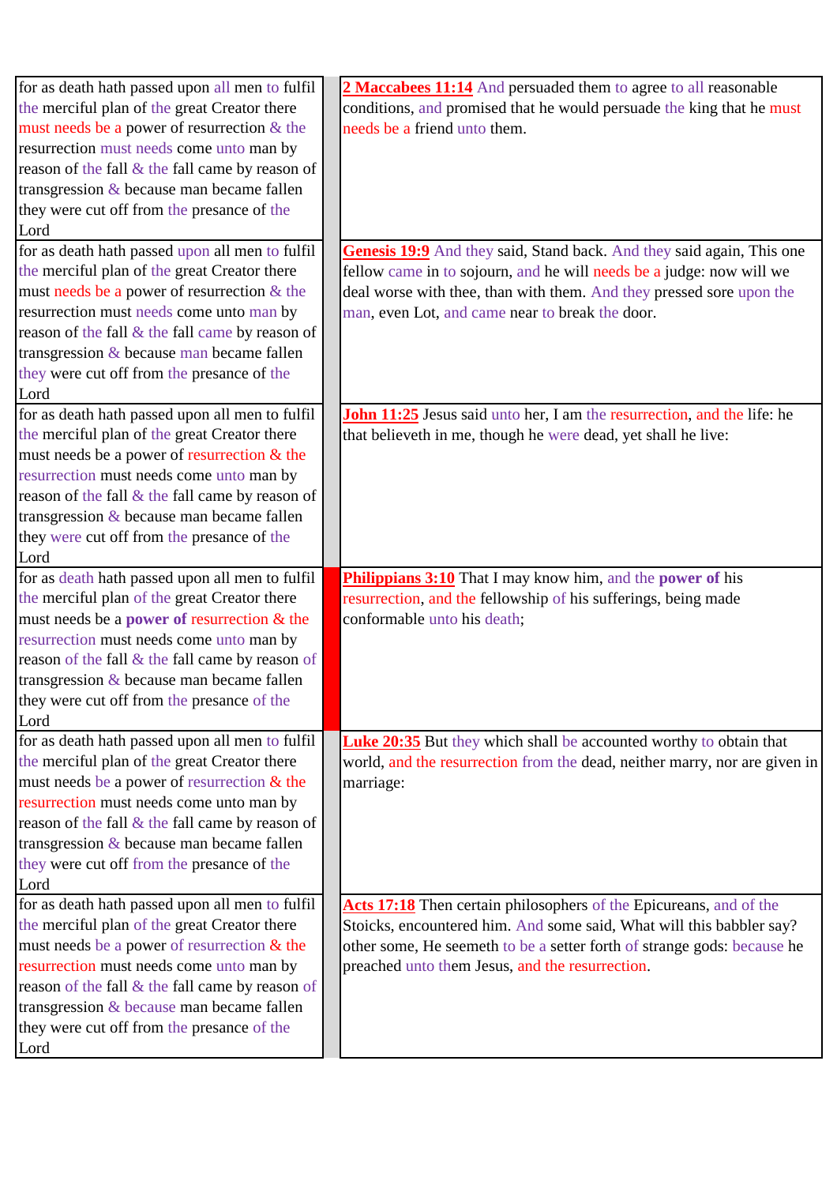| | | |
|---|---|---|
| for as death hath passed upon all men to fulfil the merciful plan of the great Creator there must needs be a power of resurrection & the resurrection must needs come unto man by reason of the fall & the fall came by reason of transgression & because man became fallen they were cut off from the presance of the Lord | | **2 Maccabees 11:14** And persuaded them to agree to all reasonable conditions, and promised that he would persuade the king that he must needs be a friend unto them. |
| for as death hath passed upon all men to fulfil the merciful plan of the great Creator there must needs be a power of resurrection & the resurrection must needs come unto man by reason of the fall & the fall came by reason of transgression & because man became fallen they were cut off from the presance of the Lord | | **Genesis 19:9** And they said, Stand back. And they said again, This one fellow came in to sojourn, and he will needs be a judge: now will we deal worse with thee, than with them. And they pressed sore upon the man, even Lot, and came near to break the door. |
| for as death hath passed upon all men to fulfil the merciful plan of the great Creator there must needs be a power of resurrection & the resurrection must needs come unto man by reason of the fall & the fall came by reason of transgression & because man became fallen they were cut off from the presance of the Lord | | **John 11:25** Jesus said unto her, I am the resurrection, and the life: he that believeth in me, though he were dead, yet shall he live: |
| for as death hath passed upon all men to fulfil the merciful plan of the great Creator there must needs be a **power of** resurrection & the resurrection must needs come unto man by reason of the fall & the fall came by reason of transgression & because man became fallen they were cut off from the presance of the Lord | | **Philippians 3:10** That I may know him, and the **power of** his resurrection, and the fellowship of his sufferings, being made conformable unto his death; |
| for as death hath passed upon all men to fulfil the merciful plan of the great Creator there must needs be a power of resurrection & the resurrection must needs come unto man by reason of the fall & the fall came by reason of transgression & because man became fallen they were cut off from the presance of the Lord | | **Luke 20:35** But they which shall be accounted worthy to obtain that world, and the resurrection from the dead, neither marry, nor are given in marriage: |
| for as death hath passed upon all men to fulfil the merciful plan of the great Creator there must needs be a power of resurrection & the resurrection must needs come unto man by reason of the fall & the fall came by reason of transgression & because man became fallen they were cut off from the presance of the Lord | | **Acts 17:18** Then certain philosophers of the Epicureans, and of the Stoicks, encountered him. And some said, What will this babbler say? other some, He seemeth to be a setter forth of strange gods: because he preached unto them Jesus, and the resurrection. |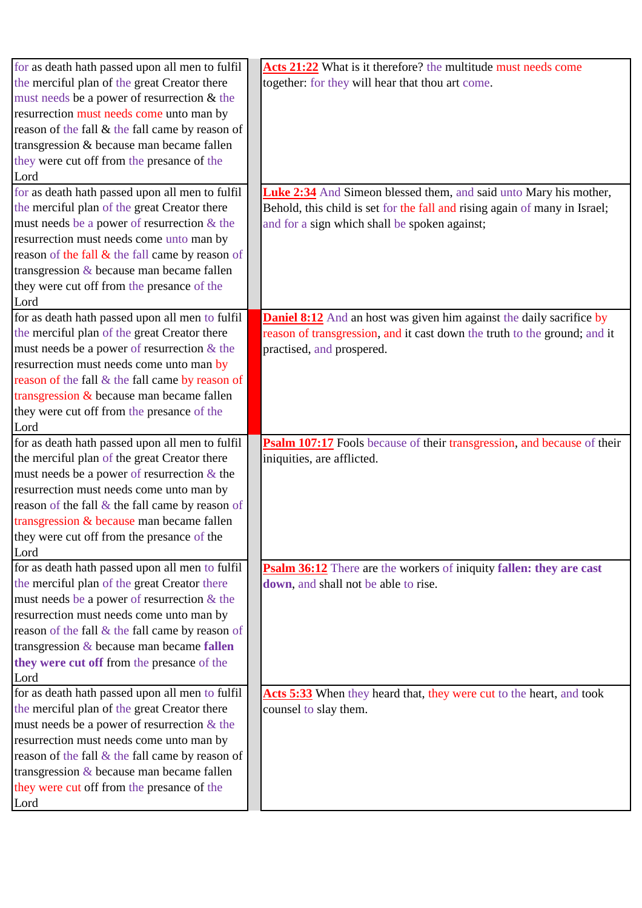| | | |
|---|---|---|
| for as death hath passed upon all men to fulfil the merciful plan of the great Creator there must needs be a power of resurrection & the resurrection must needs come unto man by reason of the fall & the fall came by reason of transgression & because man became fallen they were cut off from the presance of the Lord | | **Acts 21:22** What is it therefore? the multitude must needs come together: for they will hear that thou art come. |
| for as death hath passed upon all men to fulfil the merciful plan of the great Creator there must needs be a power of resurrection & the resurrection must needs come unto man by reason of the fall & the fall came by reason of transgression & because man became fallen they were cut off from the presance of the Lord | | **Luke 2:34** And Simeon blessed them, and said unto Mary his mother, Behold, this child is set for the fall and rising again of many in Israel; and for a sign which shall be spoken against; |
| for as death hath passed upon all men to fulfil the merciful plan of the great Creator there must needs be a power of resurrection & the resurrection must needs come unto man by reason of the fall & the fall came by reason of transgression & because man became fallen they were cut off from the presance of the Lord | | **Daniel 8:12** And an host was given him against the daily sacrifice by reason of transgression, and it cast down the truth to the ground; and it practised, and prospered. |
| for as death hath passed upon all men to fulfil the merciful plan of the great Creator there must needs be a power of resurrection & the resurrection must needs come unto man by reason of the fall & the fall came by reason of transgression & because man became fallen they were cut off from the presance of the Lord | | **Psalm 107:17** Fools because of their transgression, and because of their iniquities, are afflicted. |
| for as death hath passed upon all men to fulfil the merciful plan of the great Creator there must needs be a power of resurrection & the resurrection must needs come unto man by reason of the fall & the fall came by reason of transgression & because man became **fallen they were cut off** from the presance of the Lord | | **Psalm 36:12** There are the workers of iniquity **fallen: they are cast down**, and shall not be able to rise. |
| for as death hath passed upon all men to fulfil the merciful plan of the great Creator there must needs be a power of resurrection & the resurrection must needs come unto man by reason of the fall & the fall came by reason of transgression & because man became fallen they were cut off from the presance of the Lord | | **Acts 5:33** When they heard that, they were cut to the heart, and took counsel to slay them. |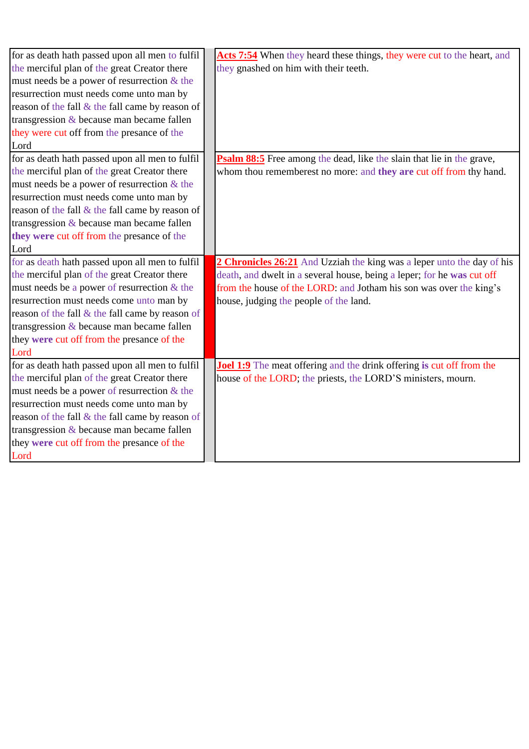| | | |
|---|---|---|
| for as death hath passed upon all men to fulfil the merciful plan of the great Creator there must needs be a power of resurrection & the resurrection must needs come unto man by reason of the fall & the fall came by reason of transgression & because man became fallen they were cut off from the presance of the Lord | | **Acts 7:54** When they heard these things, they were cut to the heart, and they gnashed on him with their teeth. |
| for as death hath passed upon all men to fulfil the merciful plan of the great Creator there must needs be a power of resurrection & the resurrection must needs come unto man by reason of the fall & the fall came by reason of transgression & because man became fallen **they were** cut off from the presance of the Lord | | **Psalm 88:5** Free among the dead, like the slain that lie in the grave, whom thou rememberest no more: and **they are** cut off from thy hand. |
| for as death hath passed upon all men to fulfil the merciful plan of the great Creator there must needs be a power of resurrection & the resurrection must needs come unto man by reason of the fall & the fall came by reason of transgression & because man became fallen they **were** cut off from the presance of the Lord | | **2 Chronicles 26:21** And Uzziah the king was a leper unto the day of his death, and dwelt in a several house, being a leper; for he **was** cut off from the house of the LORD: and Jotham his son was over the king's house, judging the people of the land. |
| for as death hath passed upon all men to fulfil the merciful plan of the great Creator there must needs be a power of resurrection & the resurrection must needs come unto man by reason of the fall & the fall came by reason of transgression & because man became fallen they **were** cut off from the presance of the Lord | | **Joel 1:9** The meat offering and the drink offering **is** cut off from the house of the LORD; the priests, the LORD'S ministers, mourn. |